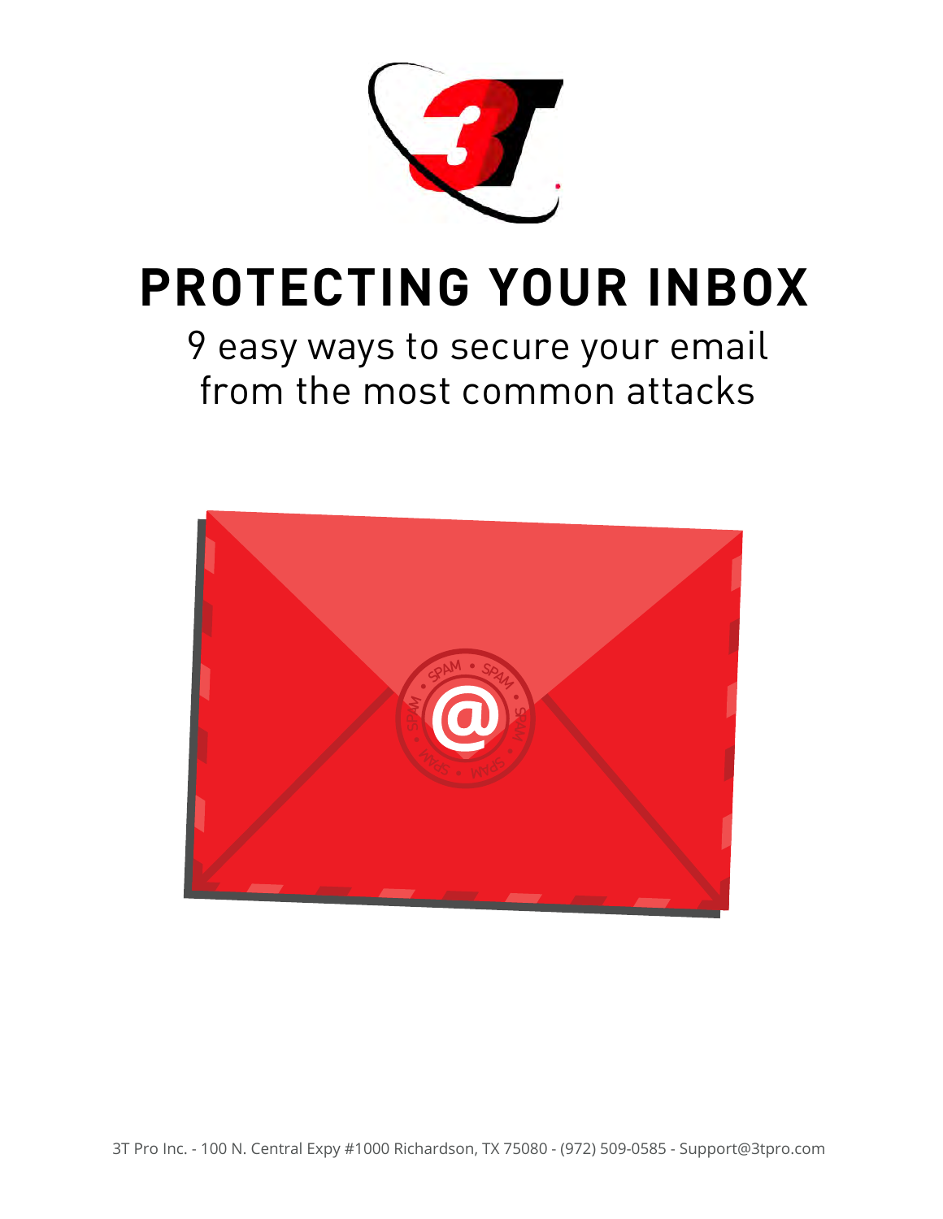# PROTECTING YOUR INBOX

9 easy ways to secure your email from the most common attacks

3T Pro Inc. - 100 N. Central Expy #1000 Richardson, TX 75080 - (972) 509-0585 - Support@3tpro.com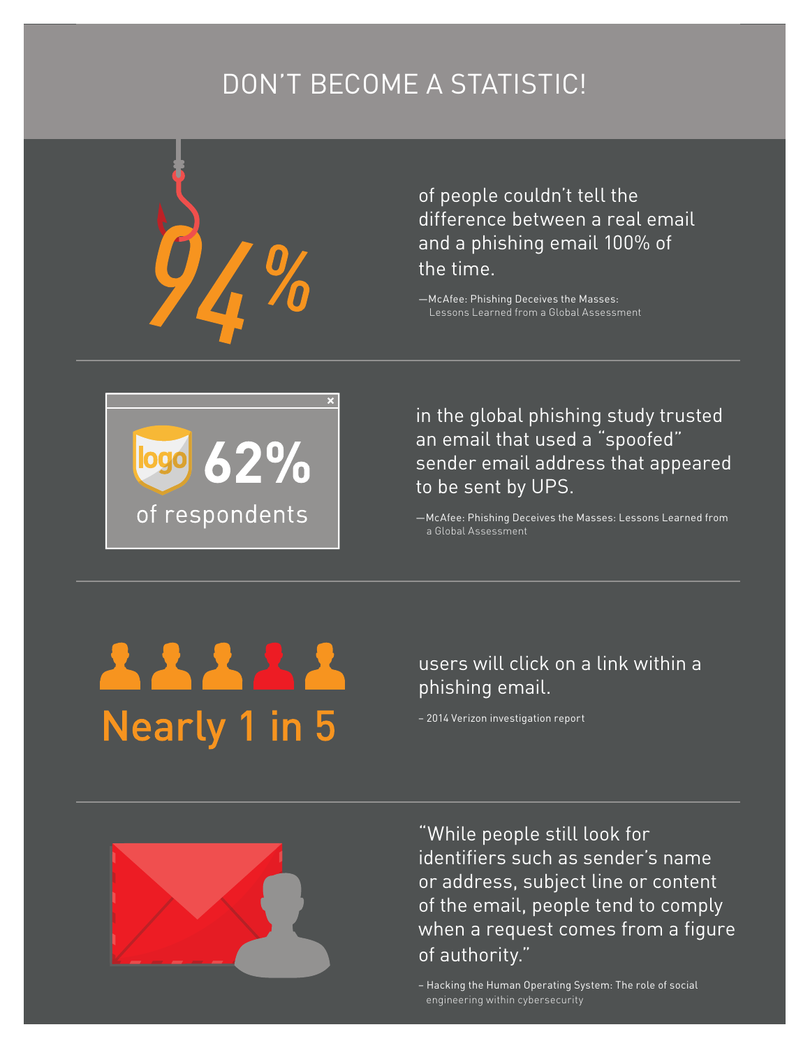# DON'T BECOME A STATISTIC!

**94%** of people couldn't tell the difference between a real email and a phishing email 100% of the time.

—McAfee: Phishing Deceives the Masses: Lessons Learned from a Global Assessment

---

**62% of respondents** in the global phishing study trusted an email that used a "spoofed" sender email address that appeared to be sent by UPS.

—McAfee: Phishing Deceives the Masses: Lessons Learned from a Global Assessment

---

**Nearly 1 in 5** users will click on a link within a phishing email.

– 2014 Verizon investigation report

---

"While people still look for identifiers such as sender's name or address, subject line or content of the email, people tend to comply when a request comes from a figure of authority."

– Hacking the Human Operating System: The role of social engineering within cybersecurity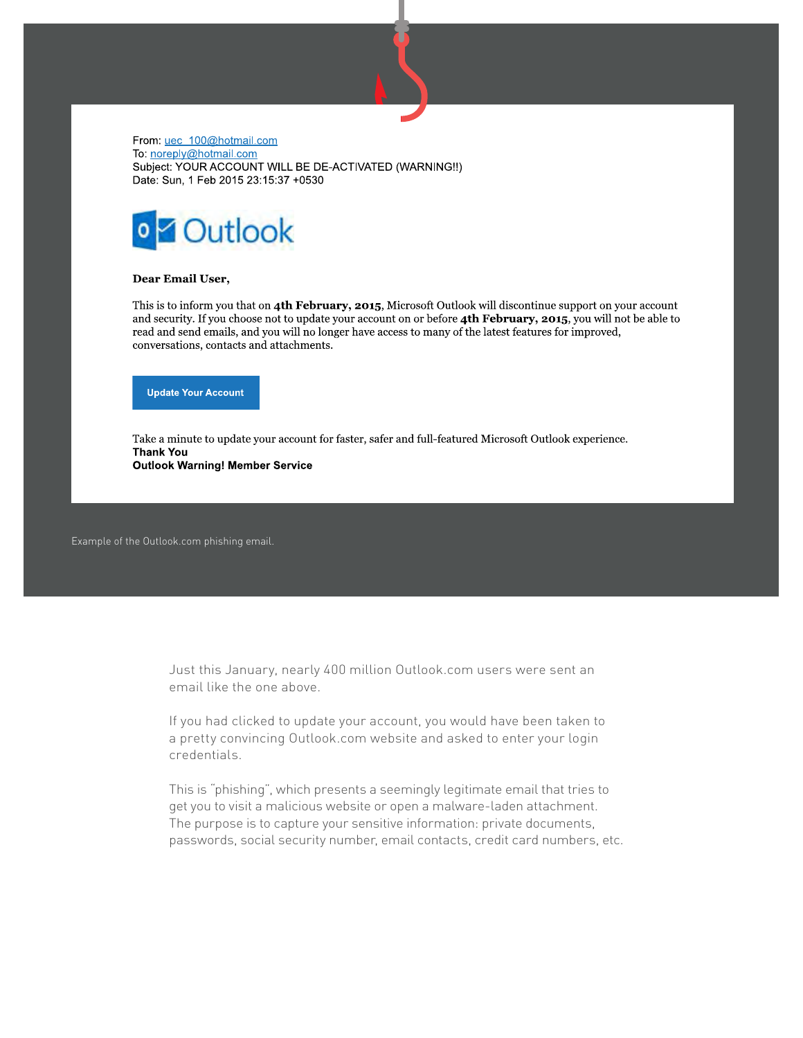From: uec_100@hotmail.com
To: noreply@hotmail.com
Subject: YOUR ACCOUNT WILL BE DE-ACTIVATED (WARNING!!)
Date: Sun, 1 Feb 2015 23:15:37 +0530

Outlook

**Dear Email User,**

This is to inform you that on **4th February, 2015**, Microsoft Outlook will discontinue support on your account and security. If you choose not to update your account on or before **4th February, 2015**, you will not be able to read and send emails, and you will no longer have access to many of the latest features for improved, conversations, contacts and attachments.

**Update Your Account**

Take a minute to update your account for faster, safer and full-featured Microsoft Outlook experience.
**Thank You**
**Outlook Warning! Member Service**

Example of the Outlook.com phishing email.

Just this January, nearly 400 million Outlook.com users were sent an email like the one above.

If you had clicked to update your account, you would have been taken to a pretty convincing Outlook.com website and asked to enter your login credentials.

This is "phishing", which presents a seemingly legitimate email that tries to get you to visit a malicious website or open a malware-laden attachment. The purpose is to capture your sensitive information: private documents, passwords, social security number, email contacts, credit card numbers, etc.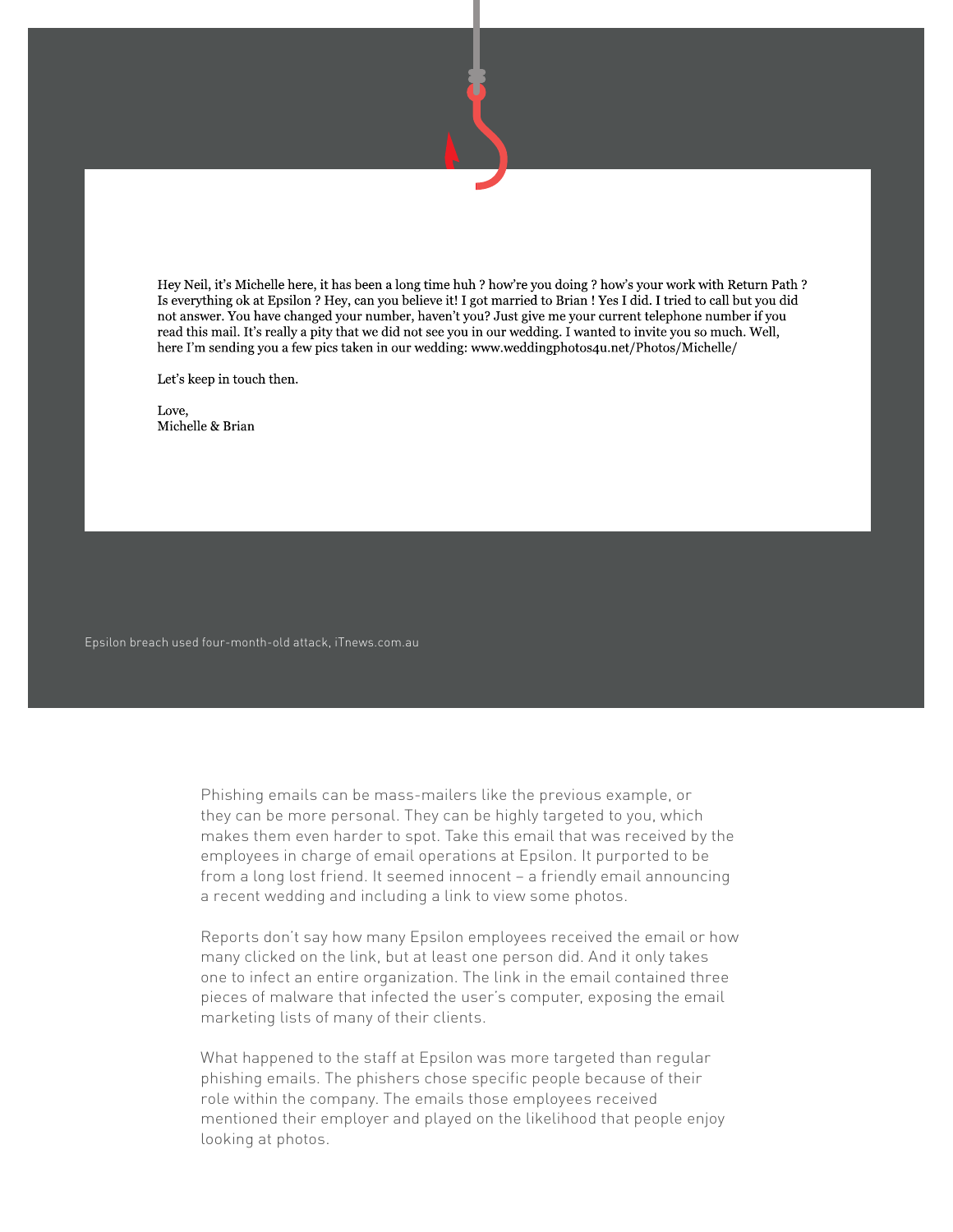Hey Neil, it's Michelle here, it has been a long time huh ? how're you doing ? how's your work with Return Path ? Is everything ok at Epsilon ? Hey, can you believe it! I got married to Brian ! Yes I did. I tried to call but you did not answer. You have changed your number, haven't you? Just give me your current telephone number if you read this mail. It's really a pity that we did not see you in our wedding. I wanted to invite you so much. Well, here I'm sending you a few pics taken in our wedding: www.weddingphotos4u.net/Photos/Michelle/

Let's keep in touch then.

Love,
Michelle & Brian

Epsilon breach used four-month-old attack, iTnews.com.au

Phishing emails can be mass-mailers like the previous example, or they can be more personal. They can be highly targeted to you, which makes them even harder to spot. Take this email that was received by the employees in charge of email operations at Epsilon. It purported to be from a long lost friend. It seemed innocent – a friendly email announcing a recent wedding and including a link to view some photos.

Reports don't say how many Epsilon employees received the email or how many clicked on the link, but at least one person did. And it only takes one to infect an entire organization. The link in the email contained three pieces of malware that infected the user's computer, exposing the email marketing lists of many of their clients.

What happened to the staff at Epsilon was more targeted than regular phishing emails. The phishers chose specific people because of their role within the company. The emails those employees received mentioned their employer and played on the likelihood that people enjoy looking at photos.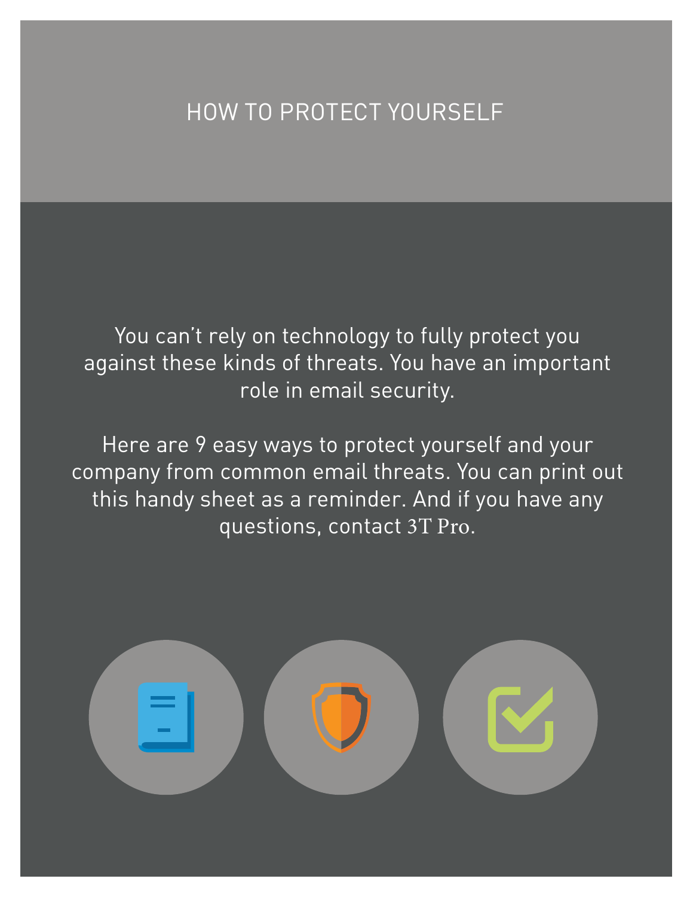# HOW TO PROTECT YOURSELF

You can't rely on technology to fully protect you against these kinds of threats. You have an important role in email security.

Here are 9 easy ways to protect yourself and your company from common email threats. You can print out this handy sheet as a reminder. And if you have any questions, contact 3T Pro.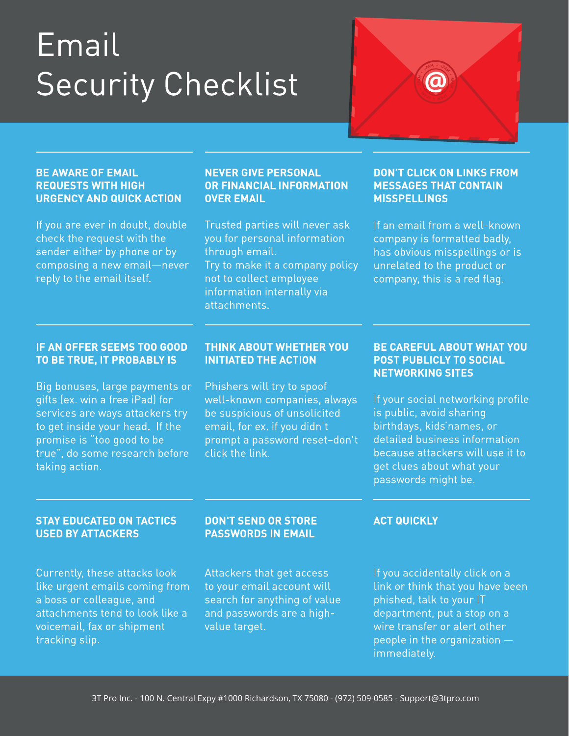# Email Security Checklist

### BE AWARE OF EMAIL REQUESTS WITH HIGH URGENCY AND QUICK ACTION

If you are ever in doubt, double check the request with the sender either by phone or by composing a new email—never reply to the email itself.

### NEVER GIVE PERSONAL OR FINANCIAL INFORMATION OVER EMAIL

Trusted parties will never ask you for personal information through email.
Try to make it a company policy not to collect employee information internally via attachments.

### DON'T CLICK ON LINKS FROM MESSAGES THAT CONTAIN MISSPELLINGS

If an email from a well-known company is formatted badly, has obvious misspellings or is unrelated to the product or company, this is a red flag.

### IF AN OFFER SEEMS TOO GOOD TO BE TRUE, IT PROBABLY IS

Big bonuses, large payments or gifts (ex. win a free iPad) for services are ways attackers try to get inside your head. If the promise is "too good to be true", do some research before taking action.

### THINK ABOUT WHETHER YOU INITIATED THE ACTION

Phishers will try to spoof well-known companies, always be suspicious of unsolicited email, for ex. if you didn't prompt a password reset-don't click the link.

### BE CAREFUL ABOUT WHAT YOU POST PUBLICLY TO SOCIAL NETWORKING SITES

If your social networking profile is public, avoid sharing birthdays, kids'names, or detailed business information because attackers will use it to get clues about what your passwords might be.

### STAY EDUCATED ON TACTICS USED BY ATTACKERS

Currently, these attacks look like urgent emails coming from a boss or colleague, and attachments tend to look like a voicemail, fax or shipment tracking slip.

### DON'T SEND OR STORE PASSWORDS IN EMAIL

Attackers that get access to your email account will search for anything of value and passwords are a high-value target.

### ACT QUICKLY

If you accidentally click on a link or think that you have been phished, talk to your IT department, put a stop on a wire transfer or alert other people in the organization — immediately.

3T Pro Inc. - 100 N. Central Expy #1000 Richardson, TX 75080 - (972) 509-0585 - Support@3tpro.com